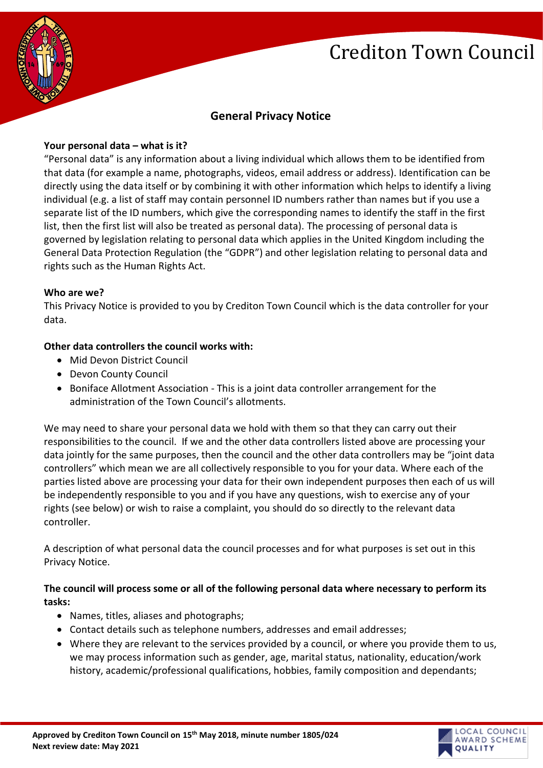# Crediton Town Council

## General Privacy Notice

**Your personal data – what is it?**

"Personal data" is any information about a living individual which allows them to be identified from that data (for example a name, photographs, videos, email address or address). Identification can be directly using the data itself or by combining it with other information which helps to identify a living individual (e.g. a list of staff may contain personnel ID numbers rather than names but if you use a separate list of the ID numbers, which give the corresponding names to identify the staff in the first list, then the first list will also be treated as personal data). The processing of personal data is governed by legislation relating to personal data which applies in the United Kingdom including the General Data Protection Regulation (the "GDPR") and other legislation relating to personal data and rights such as the Human Rights Act.

**Who are we?**

This Privacy Notice is provided to you by Crediton Town Council which is the data controller for your data.

**Other data controllers the council works with:**

- Mid Devon District Council
- Devon County Council
- Boniface Allotment Association - This is a joint data controller arrangement for the administration of the Town Council's allotments.

We may need to share your personal data we hold with them so that they can carry out their responsibilities to the council. If we and the other data controllers listed above are processing your data jointly for the same purposes, then the council and the other data controllers may be "joint data controllers" which mean we are all collectively responsible to you for your data. Where each of the parties listed above are processing your data for their own independent purposes then each of us will be independently responsible to you and if you have any questions, wish to exercise any of your rights (see below) or wish to raise a complaint, you should do so directly to the relevant data controller.

A description of what personal data the council processes and for what purposes is set out in this Privacy Notice.

**The council will process some or all of the following personal data where necessary to perform its tasks:**

- Names, titles, aliases and photographs;
- Contact details such as telephone numbers, addresses and email addresses;
- Where they are relevant to the services provided by a council, or where you provide them to us, we may process information such as gender, age, marital status, nationality, education/work history, academic/professional qualifications, hobbies, family composition and dependants;

**Approved by Crediton Town Council on 15th May 2018, minute number 1805/024**
**Next review date: May 2021**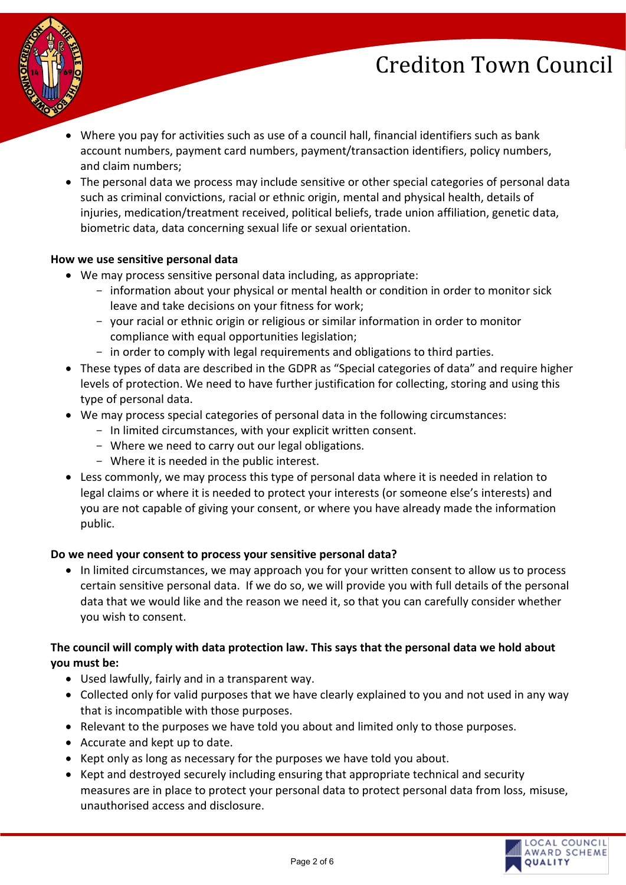- Where you pay for activities such as use of a council hall, financial identifiers such as bank account numbers, payment card numbers, payment/transaction identifiers, policy numbers, and claim numbers;
- The personal data we process may include sensitive or other special categories of personal data such as criminal convictions, racial or ethnic origin, mental and physical health, details of injuries, medication/treatment received, political beliefs, trade union affiliation, genetic data, biometric data, data concerning sexual life or sexual orientation.

**How we use sensitive personal data**

- We may process sensitive personal data including, as appropriate:
  - information about your physical or mental health or condition in order to monitor sick leave and take decisions on your fitness for work;
  - your racial or ethnic origin or religious or similar information in order to monitor compliance with equal opportunities legislation;
  - in order to comply with legal requirements and obligations to third parties.
- These types of data are described in the GDPR as "Special categories of data" and require higher levels of protection. We need to have further justification for collecting, storing and using this type of personal data.
- We may process special categories of personal data in the following circumstances:
  - In limited circumstances, with your explicit written consent.
  - Where we need to carry out our legal obligations.
  - Where it is needed in the public interest.
- Less commonly, we may process this type of personal data where it is needed in relation to legal claims or where it is needed to protect your interests (or someone else's interests) and you are not capable of giving your consent, or where you have already made the information public.

**Do we need your consent to process your sensitive personal data?**

- In limited circumstances, we may approach you for your written consent to allow us to process certain sensitive personal data. If we do so, we will provide you with full details of the personal data that we would like and the reason we need it, so that you can carefully consider whether you wish to consent.

**The council will comply with data protection law. This says that the personal data we hold about you must be:**

- Used lawfully, fairly and in a transparent way.
- Collected only for valid purposes that we have clearly explained to you and not used in any way that is incompatible with those purposes.
- Relevant to the purposes we have told you about and limited only to those purposes.
- Accurate and kept up to date.
- Kept only as long as necessary for the purposes we have told you about.
- Kept and destroyed securely including ensuring that appropriate technical and security measures are in place to protect your personal data to protect personal data from loss, misuse, unauthorised access and disclosure.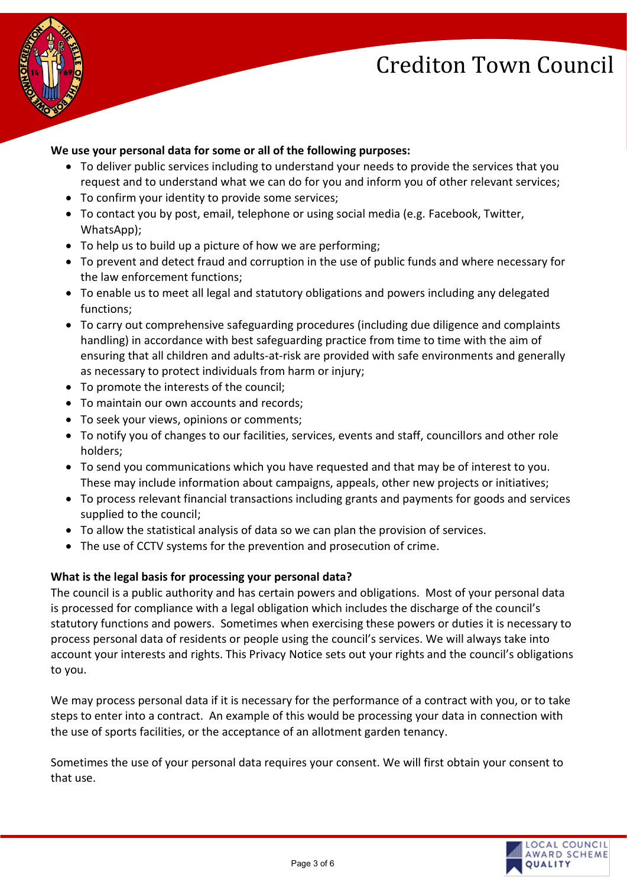**We use your personal data for some or all of the following purposes:**

- To deliver public services including to understand your needs to provide the services that you request and to understand what we can do for you and inform you of other relevant services;
- To confirm your identity to provide some services;
- To contact you by post, email, telephone or using social media (e.g. Facebook, Twitter, WhatsApp);
- To help us to build up a picture of how we are performing;
- To prevent and detect fraud and corruption in the use of public funds and where necessary for the law enforcement functions;
- To enable us to meet all legal and statutory obligations and powers including any delegated functions;
- To carry out comprehensive safeguarding procedures (including due diligence and complaints handling) in accordance with best safeguarding practice from time to time with the aim of ensuring that all children and adults-at-risk are provided with safe environments and generally as necessary to protect individuals from harm or injury;
- To promote the interests of the council;
- To maintain our own accounts and records;
- To seek your views, opinions or comments;
- To notify you of changes to our facilities, services, events and staff, councillors and other role holders;
- To send you communications which you have requested and that may be of interest to you. These may include information about campaigns, appeals, other new projects or initiatives;
- To process relevant financial transactions including grants and payments for goods and services supplied to the council;
- To allow the statistical analysis of data so we can plan the provision of services.
- The use of CCTV systems for the prevention and prosecution of crime.

**What is the legal basis for processing your personal data?**

The council is a public authority and has certain powers and obligations. Most of your personal data is processed for compliance with a legal obligation which includes the discharge of the council's statutory functions and powers. Sometimes when exercising these powers or duties it is necessary to process personal data of residents or people using the council's services. We will always take into account your interests and rights. This Privacy Notice sets out your rights and the council's obligations to you.

We may process personal data if it is necessary for the performance of a contract with you, or to take steps to enter into a contract. An example of this would be processing your data in connection with the use of sports facilities, or the acceptance of an allotment garden tenancy.

Sometimes the use of your personal data requires your consent. We will first obtain your consent to that use.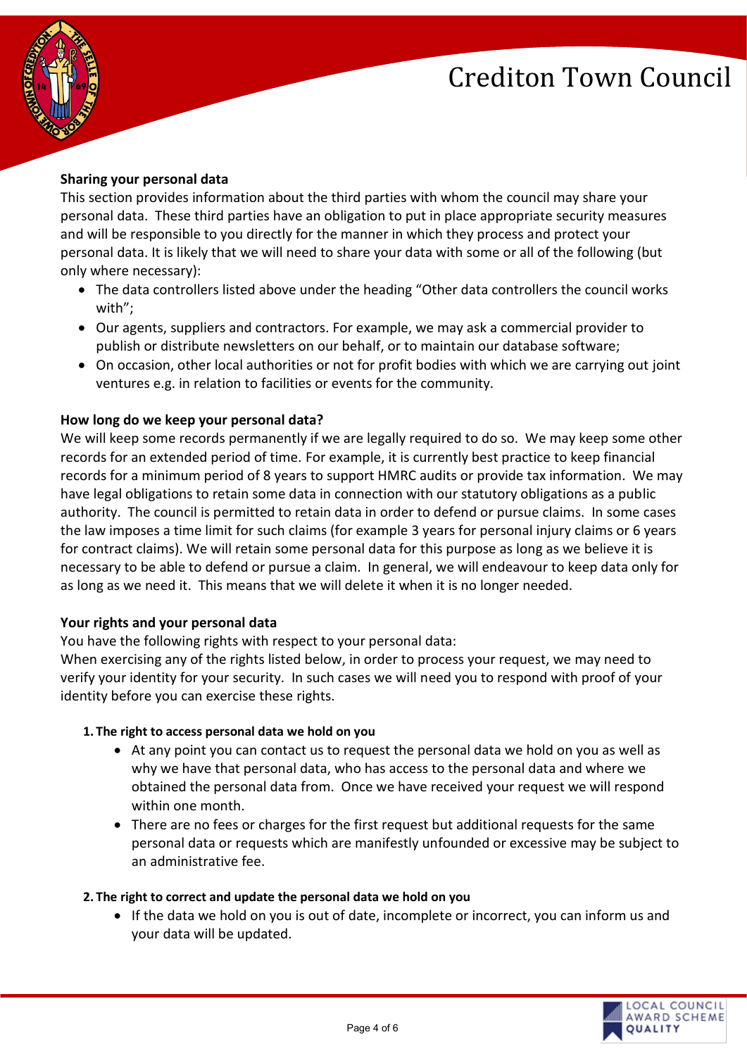## Sharing your personal data

This section provides information about the third parties with whom the council may share your personal data. These third parties have an obligation to put in place appropriate security measures and will be responsible to you directly for the manner in which they process and protect your personal data. It is likely that we will need to share your data with some or all of the following (but only where necessary):

- The data controllers listed above under the heading "Other data controllers the council works with";
- Our agents, suppliers and contractors. For example, we may ask a commercial provider to publish or distribute newsletters on our behalf, or to maintain our database software;
- On occasion, other local authorities or not for profit bodies with which we are carrying out joint ventures e.g. in relation to facilities or events for the community.

## How long do we keep your personal data?

We will keep some records permanently if we are legally required to do so. We may keep some other records for an extended period of time. For example, it is currently best practice to keep financial records for a minimum period of 8 years to support HMRC audits or provide tax information. We may have legal obligations to retain some data in connection with our statutory obligations as a public authority. The council is permitted to retain data in order to defend or pursue claims. In some cases the law imposes a time limit for such claims (for example 3 years for personal injury claims or 6 years for contract claims). We will retain some personal data for this purpose as long as we believe it is necessary to be able to defend or pursue a claim. In general, we will endeavour to keep data only for as long as we need it. This means that we will delete it when it is no longer needed.

## Your rights and your personal data

You have the following rights with respect to your personal data:

When exercising any of the rights listed below, in order to process your request, we may need to verify your identity for your security. In such cases we will need you to respond with proof of your identity before you can exercise these rights.

### 1. The right to access personal data we hold on you

- At any point you can contact us to request the personal data we hold on you as well as why we have that personal data, who has access to the personal data and where we obtained the personal data from. Once we have received your request we will respond within one month.
- There are no fees or charges for the first request but additional requests for the same personal data or requests which are manifestly unfounded or excessive may be subject to an administrative fee.

### 2. The right to correct and update the personal data we hold on you

- If the data we hold on you is out of date, incomplete or incorrect, you can inform us and your data will be updated.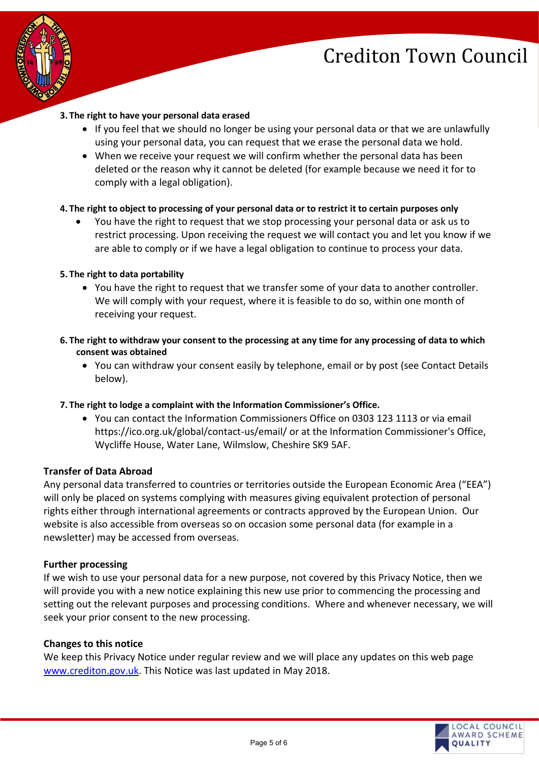**3. The right to have your personal data erased**

- If you feel that we should no longer be using your personal data or that we are unlawfully using your personal data, you can request that we erase the personal data we hold.
- When we receive your request we will confirm whether the personal data has been deleted or the reason why it cannot be deleted (for example because we need it for to comply with a legal obligation).

**4. The right to object to processing of your personal data or to restrict it to certain purposes only**

- You have the right to request that we stop processing your personal data or ask us to restrict processing. Upon receiving the request we will contact you and let you know if we are able to comply or if we have a legal obligation to continue to process your data.

**5. The right to data portability**

- You have the right to request that we transfer some of your data to another controller. We will comply with your request, where it is feasible to do so, within one month of receiving your request.

**6. The right to withdraw your consent to the processing at any time for any processing of data to which consent was obtained**

- You can withdraw your consent easily by telephone, email or by post (see Contact Details below).

**7. The right to lodge a complaint with the Information Commissioner's Office.**

- You can contact the Information Commissioners Office on 0303 123 1113 or via email https://ico.org.uk/global/contact-us/email/ or at the Information Commissioner's Office, Wycliffe House, Water Lane, Wilmslow, Cheshire SK9 5AF.

## Transfer of Data Abroad

Any personal data transferred to countries or territories outside the European Economic Area ("EEA") will only be placed on systems complying with measures giving equivalent protection of personal rights either through international agreements or contracts approved by the European Union. Our website is also accessible from overseas so on occasion some personal data (for example in a newsletter) may be accessed from overseas.

## Further processing

If we wish to use your personal data for a new purpose, not covered by this Privacy Notice, then we will provide you with a new notice explaining this new use prior to commencing the processing and setting out the relevant purposes and processing conditions. Where and whenever necessary, we will seek your prior consent to the new processing.

## Changes to this notice

We keep this Privacy Notice under regular review and we will place any updates on this web page [www.crediton.gov.uk](http://www.crediton.gov.uk). This Notice was last updated in May 2018.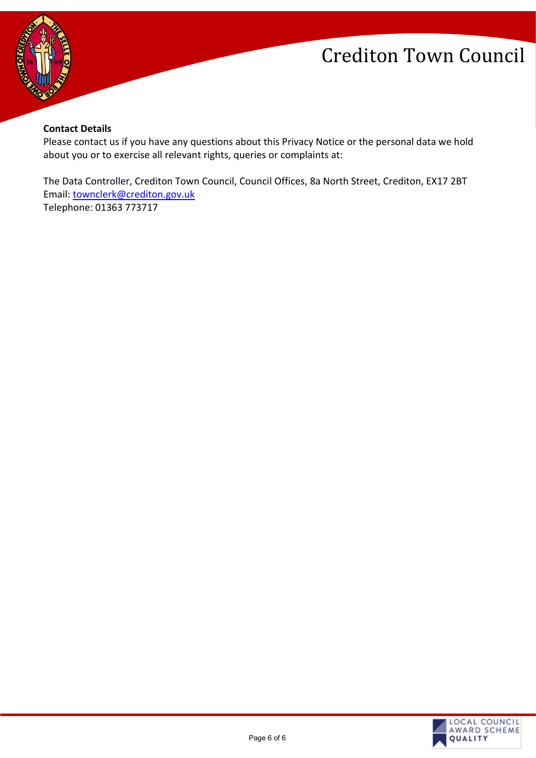**Contact Details**

Please contact us if you have any questions about this Privacy Notice or the personal data we hold about you or to exercise all relevant rights, queries or complaints at:

The Data Controller, Crediton Town Council, Council Offices, 8a North Street, Crediton, EX17 2BT
Email: townclerk@crediton.gov.uk
Telephone: 01363 773717